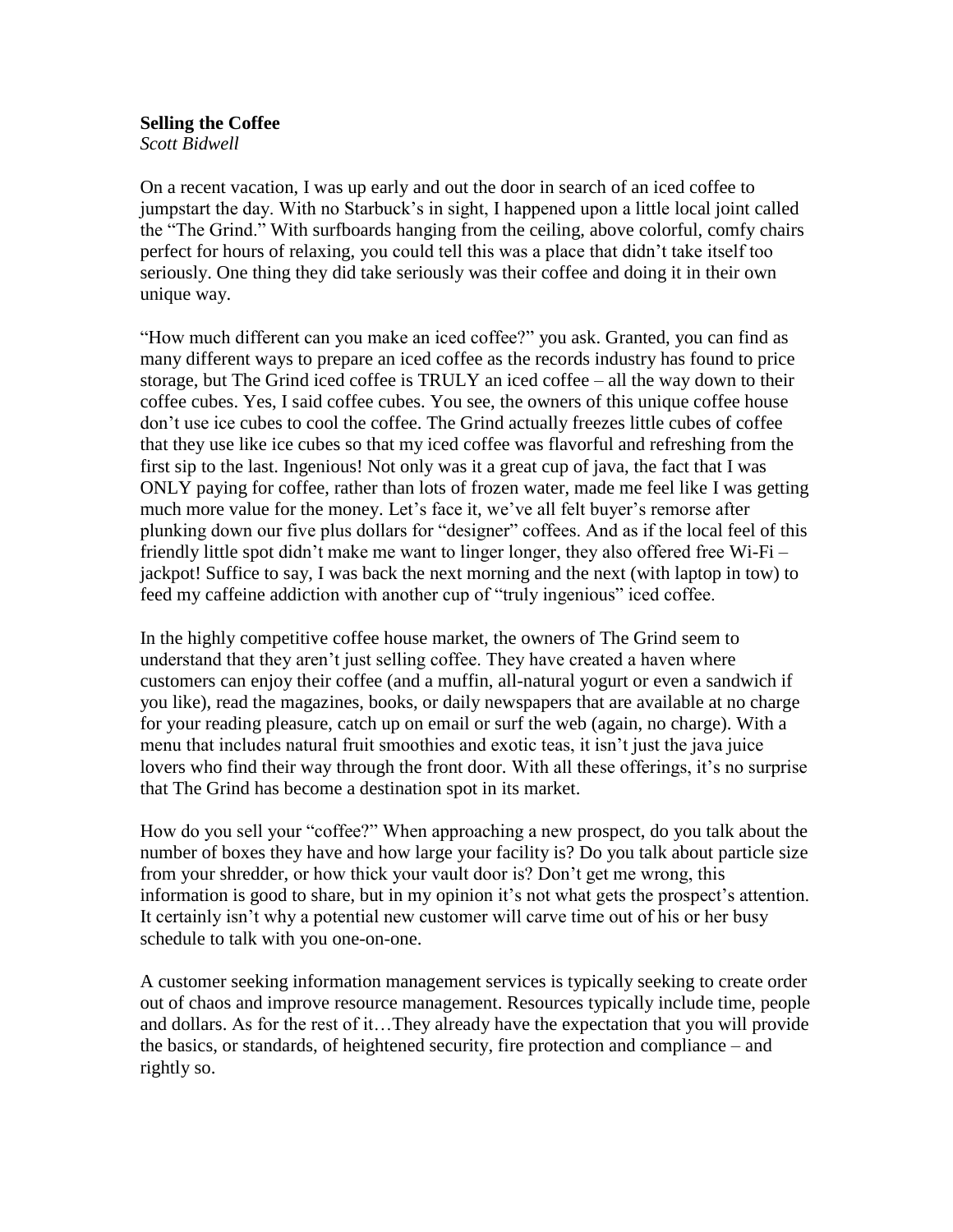**Selling the Coffee**

*Scott Bidwell*

On a recent vacation, I was up early and out the door in search of an iced coffee to jumpstart the day. With no Starbuck's in sight, I happened upon a little local joint called the "The Grind." With surfboards hanging from the ceiling, above colorful, comfy chairs perfect for hours of relaxing, you could tell this was a place that didn't take itself too seriously. One thing they did take seriously was their coffee and doing it in their own unique way.

"How much different can you make an iced coffee?" you ask. Granted, you can find as many different ways to prepare an iced coffee as the records industry has found to price storage, but The Grind iced coffee is TRULY an iced coffee – all the way down to their coffee cubes. Yes, I said coffee cubes. You see, the owners of this unique coffee house don't use ice cubes to cool the coffee. The Grind actually freezes little cubes of coffee that they use like ice cubes so that my iced coffee was flavorful and refreshing from the first sip to the last. Ingenious! Not only was it a great cup of java, the fact that I was ONLY paying for coffee, rather than lots of frozen water, made me feel like I was getting much more value for the money. Let's face it, we've all felt buyer's remorse after plunking down our five plus dollars for "designer" coffees. And as if the local feel of this friendly little spot didn't make me want to linger longer, they also offered free Wi-Fi – jackpot! Suffice to say, I was back the next morning and the next (with laptop in tow) to feed my caffeine addiction with another cup of "truly ingenious" iced coffee.

In the highly competitive coffee house market, the owners of The Grind seem to understand that they aren't just selling coffee. They have created a haven where customers can enjoy their coffee (and a muffin, all-natural yogurt or even a sandwich if you like), read the magazines, books, or daily newspapers that are available at no charge for your reading pleasure, catch up on email or surf the web (again, no charge). With a menu that includes natural fruit smoothies and exotic teas, it isn't just the java juice lovers who find their way through the front door. With all these offerings, it's no surprise that The Grind has become a destination spot in its market.

How do you sell your "coffee?" When approaching a new prospect, do you talk about the number of boxes they have and how large your facility is? Do you talk about particle size from your shredder, or how thick your vault door is? Don't get me wrong, this information is good to share, but in my opinion it's not what gets the prospect's attention. It certainly isn't why a potential new customer will carve time out of his or her busy schedule to talk with you one-on-one.

A customer seeking information management services is typically seeking to create order out of chaos and improve resource management. Resources typically include time, people and dollars. As for the rest of it…They already have the expectation that you will provide the basics, or standards, of heightened security, fire protection and compliance – and rightly so.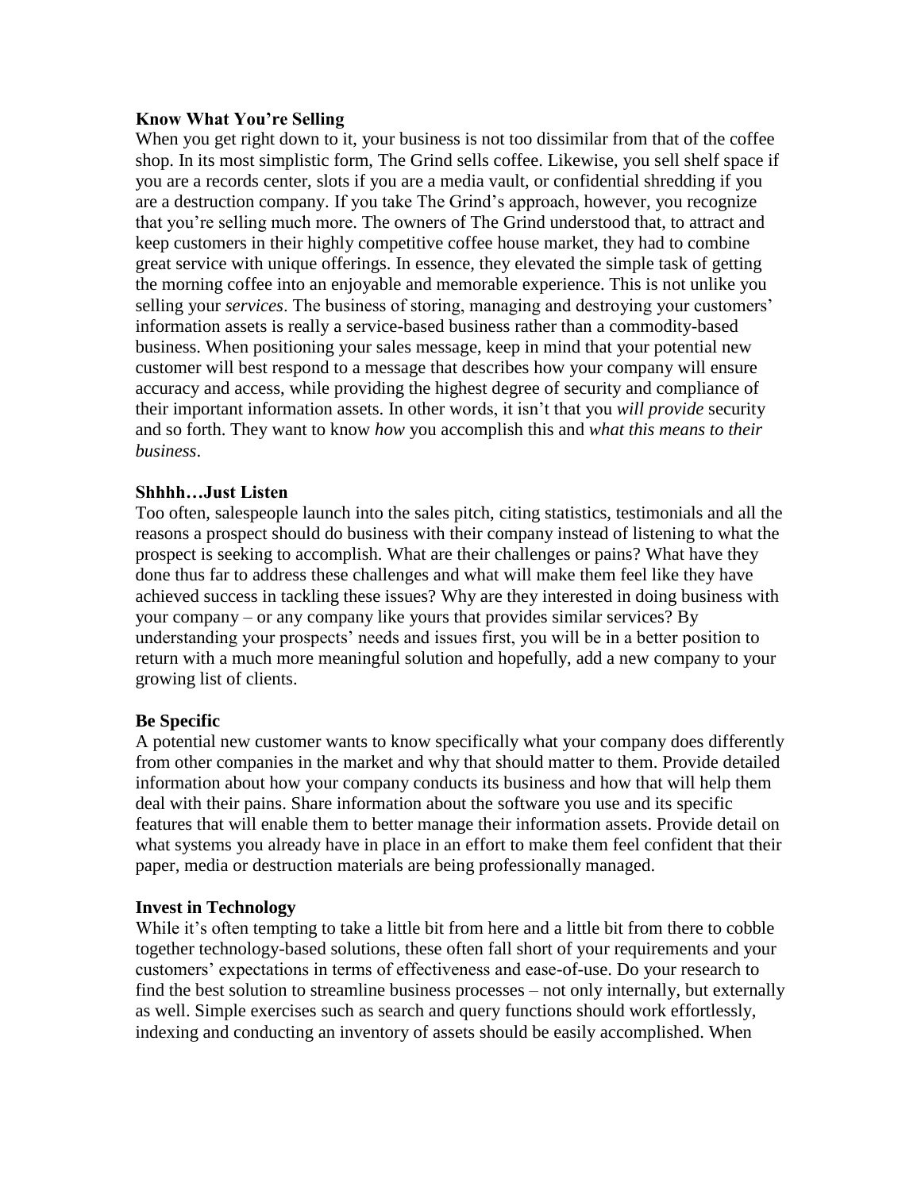**Know What You're Selling**

When you get right down to it, your business is not too dissimilar from that of the coffee shop. In its most simplistic form, The Grind sells coffee. Likewise, you sell shelf space if you are a records center, slots if you are a media vault, or confidential shredding if you are a destruction company. If you take The Grind's approach, however, you recognize that you're selling much more. The owners of The Grind understood that, to attract and keep customers in their highly competitive coffee house market, they had to combine great service with unique offerings. In essence, they elevated the simple task of getting the morning coffee into an enjoyable and memorable experience. This is not unlike you selling your *services*. The business of storing, managing and destroying your customers' information assets is really a service-based business rather than a commodity-based business. When positioning your sales message, keep in mind that your potential new customer will best respond to a message that describes how your company will ensure accuracy and access, while providing the highest degree of security and compliance of their important information assets. In other words, it isn't that you *will provide* security and so forth. They want to know *how* you accomplish this and *what this means to their business*.

**Shhhh…Just Listen**

Too often, salespeople launch into the sales pitch, citing statistics, testimonials and all the reasons a prospect should do business with their company instead of listening to what the prospect is seeking to accomplish. What are their challenges or pains? What have they done thus far to address these challenges and what will make them feel like they have achieved success in tackling these issues? Why are they interested in doing business with your company – or any company like yours that provides similar services? By understanding your prospects' needs and issues first, you will be in a better position to return with a much more meaningful solution and hopefully, add a new company to your growing list of clients.

**Be Specific**

A potential new customer wants to know specifically what your company does differently from other companies in the market and why that should matter to them. Provide detailed information about how your company conducts its business and how that will help them deal with their pains. Share information about the software you use and its specific features that will enable them to better manage their information assets. Provide detail on what systems you already have in place in an effort to make them feel confident that their paper, media or destruction materials are being professionally managed.

**Invest in Technology**

While it's often tempting to take a little bit from here and a little bit from there to cobble together technology-based solutions, these often fall short of your requirements and your customers' expectations in terms of effectiveness and ease-of-use. Do your research to find the best solution to streamline business processes – not only internally, but externally as well. Simple exercises such as search and query functions should work effortlessly, indexing and conducting an inventory of assets should be easily accomplished. When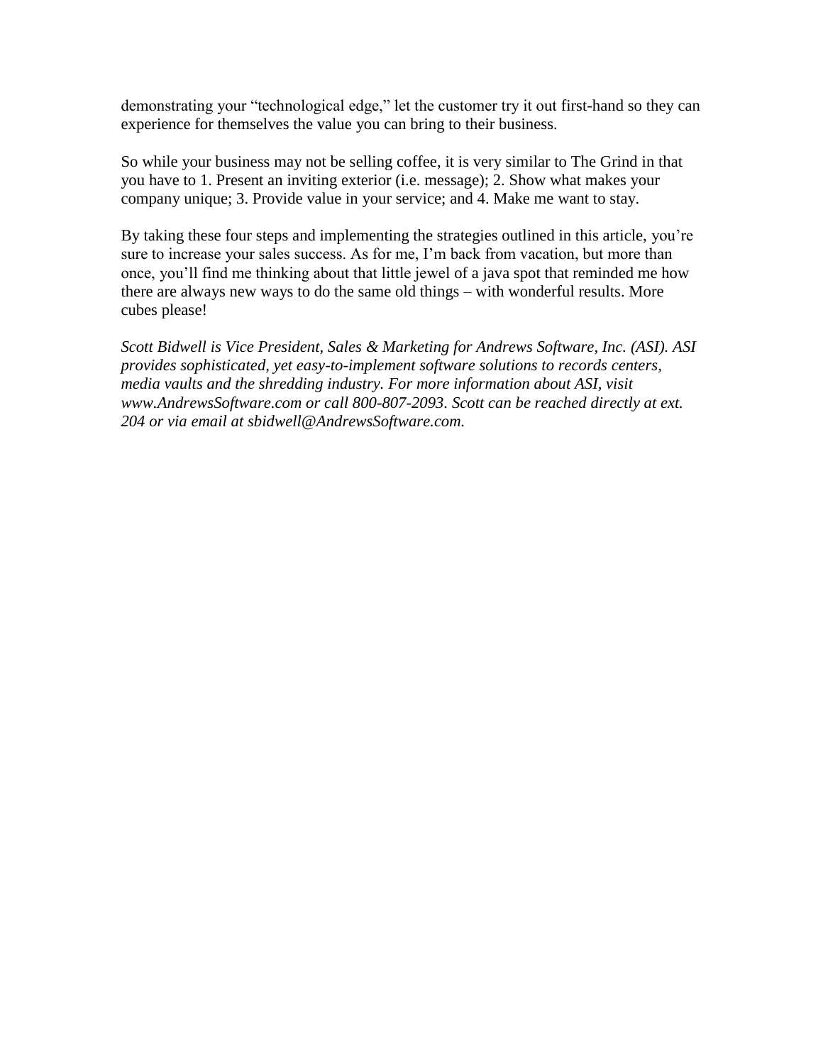demonstrating your "technological edge," let the customer try it out first-hand so they can experience for themselves the value you can bring to their business.

So while your business may not be selling coffee, it is very similar to The Grind in that you have to 1. Present an inviting exterior (i.e. message); 2. Show what makes your company unique; 3. Provide value in your service; and 4. Make me want to stay.

By taking these four steps and implementing the strategies outlined in this article, you're sure to increase your sales success. As for me, I'm back from vacation, but more than once, you'll find me thinking about that little jewel of a java spot that reminded me how there are always new ways to do the same old things – with wonderful results. More cubes please!

*Scott Bidwell is Vice President, Sales & Marketing for Andrews Software, Inc. (ASI). ASI provides sophisticated, yet easy-to-implement software solutions to records centers, media vaults and the shredding industry. For more information about ASI, visit www.AndrewsSoftware.com or call 800-807-2093. Scott can be reached directly at ext. 204 or via email at sbidwell@AndrewsSoftware.com.*